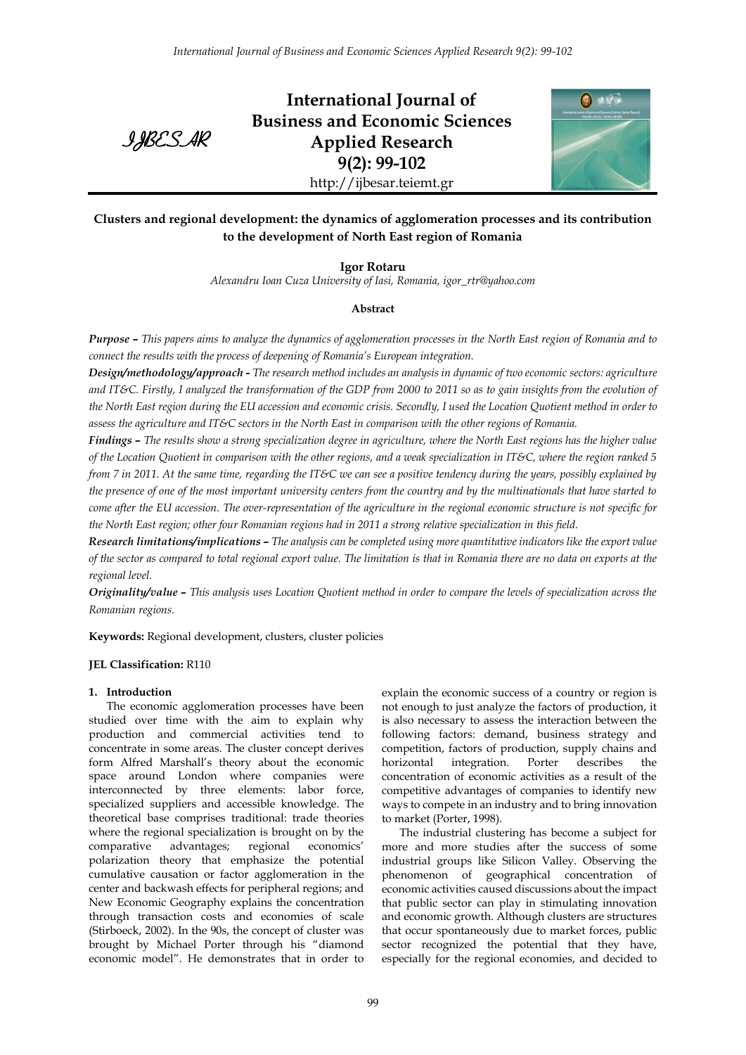# Clusters and regional development: the dynamics of agglomeration processes and its contribution to the development of North East region of Romania

**Igor Rotaru**

*Alexandru Ioan Cuza University of Iasi, Romania, igor_rtr@yahoo.com*

### Abstract

***Purpose –*** *This papers aims to analyze the dynamics of agglomeration processes in the North East region of Romania and to connect the results with the process of deepening of Romania's European integration.*

***Design/methodology/approach -*** *The research method includes an analysis in dynamic of two economic sectors: agriculture and IT&C. Firstly, I analyzed the transformation of the GDP from 2000 to 2011 so as to gain insights from the evolution of the North East region during the EU accession and economic crisis. Secondly, I used the Location Quotient method in order to assess the agriculture and IT&C sectors in the North East in comparison with the other regions of Romania.*

***Findings –*** *The results show a strong specialization degree in agriculture, where the North East regions has the higher value of the Location Quotient in comparison with the other regions, and a weak specialization in IT&C, where the region ranked 5 from 7 in 2011. At the same time, regarding the IT&C we can see a positive tendency during the years, possibly explained by the presence of one of the most important university centers from the country and by the multinationals that have started to come after the EU accession. The over-representation of the agriculture in the regional economic structure is not specific for the North East region; other four Romanian regions had in 2011 a strong relative specialization in this field.*

***Research limitations/implications –*** *The analysis can be completed using more quantitative indicators like the export value of the sector as compared to total regional export value. The limitation is that in Romania there are no data on exports at the regional level.*

***Originality/value –*** *This analysis uses Location Quotient method in order to compare the levels of specialization across the Romanian regions.*

**Keywords:** Regional development, clusters, cluster policies

**JEL Classification:** R110

## 1. Introduction

The economic agglomeration processes have been studied over time with the aim to explain why production and commercial activities tend to concentrate in some areas. The cluster concept derives form Alfred Marshall's theory about the economic space around London where companies were interconnected by three elements: labor force, specialized suppliers and accessible knowledge. The theoretical base comprises traditional: trade theories where the regional specialization is brought on by the comparative advantages; regional economics' polarization theory that emphasize the potential cumulative causation or factor agglomeration in the center and backwash effects for peripheral regions; and New Economic Geography explains the concentration through transaction costs and economies of scale (Stirboeck, 2002). In the 90s, the concept of cluster was brought by Michael Porter through his "diamond economic model". He demonstrates that in order to explain the economic success of a country or region is not enough to just analyze the factors of production, it is also necessary to assess the interaction between the following factors: demand, business strategy and competition, factors of production, supply chains and horizontal integration. Porter describes the concentration of economic activities as a result of the competitive advantages of companies to identify new ways to compete in an industry and to bring innovation to market (Porter, 1998).

The industrial clustering has become a subject for more and more studies after the success of some industrial groups like Silicon Valley. Observing the phenomenon of geographical concentration of economic activities caused discussions about the impact that public sector can play in stimulating innovation and economic growth. Although clusters are structures that occur spontaneously due to market forces, public sector recognized the potential that they have, especially for the regional economies, and decided to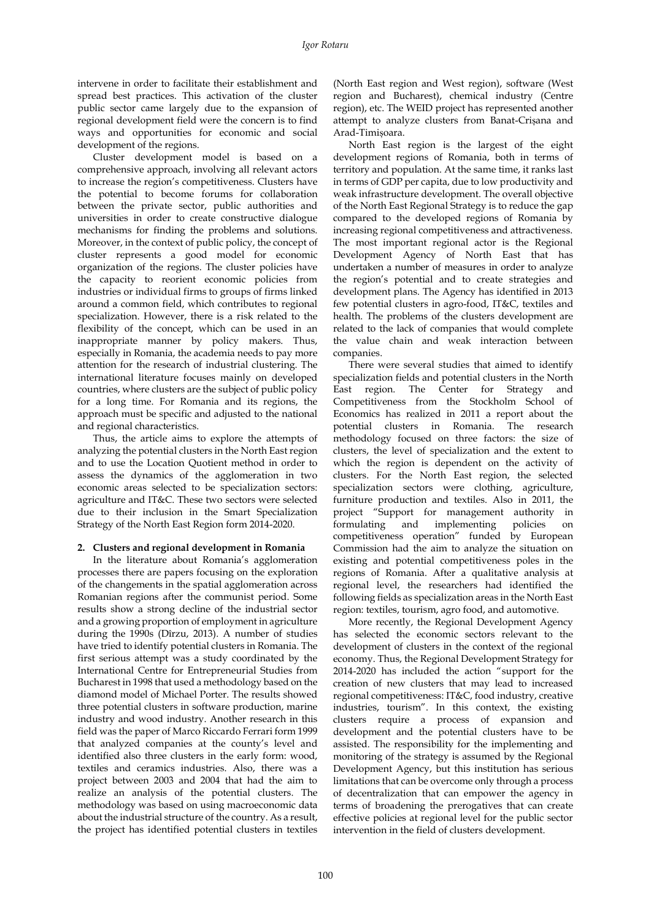intervene in order to facilitate their establishment and spread best practices. This activation of the cluster public sector came largely due to the expansion of regional development field were the concern is to find ways and opportunities for economic and social development of the regions.

Cluster development model is based on a comprehensive approach, involving all relevant actors to increase the region's competitiveness. Clusters have the potential to become forums for collaboration between the private sector, public authorities and universities in order to create constructive dialogue mechanisms for finding the problems and solutions. Moreover, in the context of public policy, the concept of cluster represents a good model for economic organization of the regions. The cluster policies have the capacity to reorient economic policies from industries or individual firms to groups of firms linked around a common field, which contributes to regional specialization. However, there is a risk related to the flexibility of the concept, which can be used in an inappropriate manner by policy makers. Thus, especially in Romania, the academia needs to pay more attention for the research of industrial clustering. The international literature focuses mainly on developed countries, where clusters are the subject of public policy for a long time. For Romania and its regions, the approach must be specific and adjusted to the national and regional characteristics.

Thus, the article aims to explore the attempts of analyzing the potential clusters in the North East region and to use the Location Quotient method in order to assess the dynamics of the agglomeration in two economic areas selected to be specialization sectors: agriculture and IT&C. These two sectors were selected due to their inclusion in the Smart Specialization Strategy of the North East Region form 2014-2020.

## 2. Clusters and regional development in Romania

In the literature about Romania's agglomeration processes there are papers focusing on the exploration of the changements in the spatial agglomeration across Romanian regions after the communist period. Some results show a strong decline of the industrial sector and a growing proportion of employment in agriculture during the 1990s (Dîrzu, 2013). A number of studies have tried to identify potential clusters in Romania. The first serious attempt was a study coordinated by the International Centre for Entrepreneurial Studies from Bucharest in 1998 that used a methodology based on the diamond model of Michael Porter. The results showed three potential clusters in software production, marine industry and wood industry. Another research in this field was the paper of Marco Riccardo Ferrari form 1999 that analyzed companies at the county's level and identified also three clusters in the early form: wood, textiles and ceramics industries. Also, there was a project between 2003 and 2004 that had the aim to realize an analysis of the potential clusters. The methodology was based on using macroeconomic data about the industrial structure of the country. As a result, the project has identified potential clusters in textiles (North East region and West region), software (West region and Bucharest), chemical industry (Centre region), etc. The WEID project has represented another attempt to analyze clusters from Banat-Crișana and Arad-Timișoara.

North East region is the largest of the eight development regions of Romania, both in terms of territory and population. At the same time, it ranks last in terms of GDP per capita, due to low productivity and weak infrastructure development. The overall objective of the North East Regional Strategy is to reduce the gap compared to the developed regions of Romania by increasing regional competitiveness and attractiveness. The most important regional actor is the Regional Development Agency of North East that has undertaken a number of measures in order to analyze the region's potential and to create strategies and development plans. The Agency has identified in 2013 few potential clusters in agro-food, IT&C, textiles and health. The problems of the clusters development are related to the lack of companies that would complete the value chain and weak interaction between companies.

There were several studies that aimed to identify specialization fields and potential clusters in the North East region. The Center for Strategy and Competitiveness from the Stockholm School of Economics has realized in 2011 a report about the potential clusters in Romania. The research methodology focused on three factors: the size of clusters, the level of specialization and the extent to which the region is dependent on the activity of clusters. For the North East region, the selected specialization sectors were clothing, agriculture, furniture production and textiles. Also in 2011, the project "Support for management authority in formulating and implementing policies on competitiveness operation" funded by European Commission had the aim to analyze the situation on existing and potential competitiveness poles in the regions of Romania. After a qualitative analysis at regional level, the researchers had identified the following fields as specialization areas in the North East region: textiles, tourism, agro food, and automotive.

More recently, the Regional Development Agency has selected the economic sectors relevant to the development of clusters in the context of the regional economy. Thus, the Regional Development Strategy for 2014-2020 has included the action "support for the creation of new clusters that may lead to increased regional competitiveness: IT&C, food industry, creative industries, tourism". In this context, the existing clusters require a process of expansion and development and the potential clusters have to be assisted. The responsibility for the implementing and monitoring of the strategy is assumed by the Regional Development Agency, but this institution has serious limitations that can be overcome only through a process of decentralization that can empower the agency in terms of broadening the prerogatives that can create effective policies at regional level for the public sector intervention in the field of clusters development.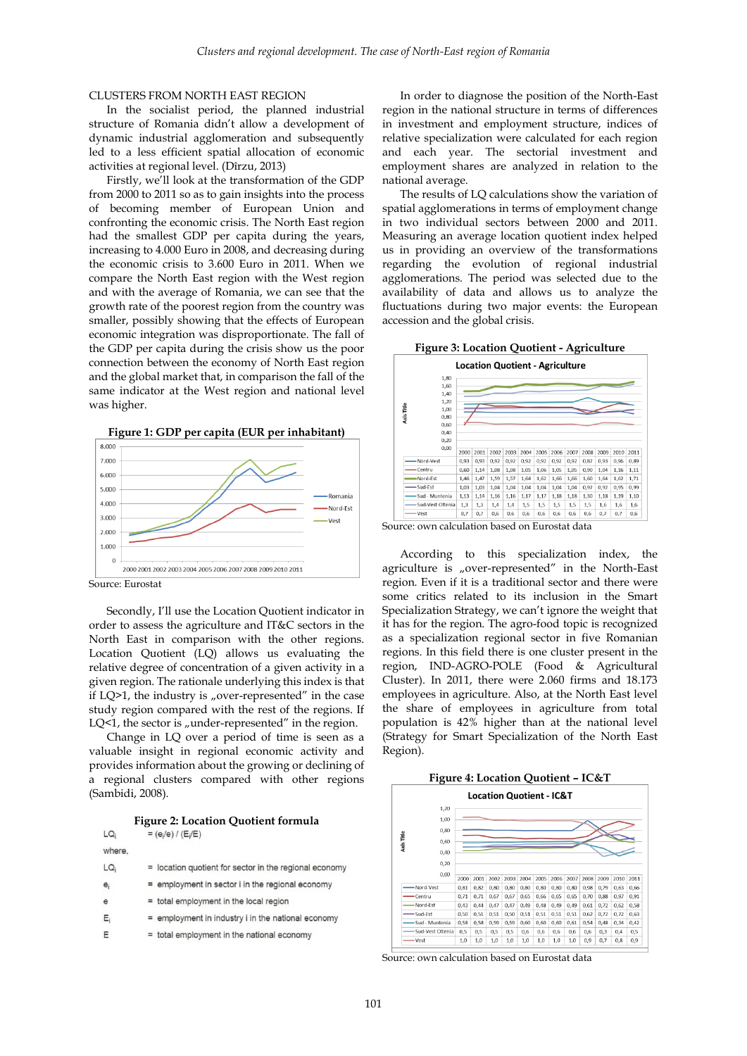## CLUSTERS FROM NORTH EAST REGION

In the socialist period, the planned industrial structure of Romania didn't allow a development of dynamic industrial agglomeration and subsequently led to a less efficient spatial allocation of economic activities at regional level. (Dîrzu, 2013)

Firstly, we'll look at the transformation of the GDP from 2000 to 2011 so as to gain insights into the process of becoming member of European Union and confronting the economic crisis. The North East region had the smallest GDP per capita during the years, increasing to 4.000 Euro in 2008, and decreasing during the economic crisis to 3.600 Euro in 2011. When we compare the North East region with the West region and with the average of Romania, we can see that the growth rate of the poorest region from the country was smaller, possibly showing that the effects of European economic integration was disproportionate. The fall of the GDP per capita during the crisis show us the poor connection between the economy of North East region and the global market that, in comparison the fall of the same indicator at the West region and national level was higher.

**Figure 1: GDP per capita (EUR per inhabitant)**

Source: Eurostat

Secondly, I'll use the Location Quotient indicator in order to assess the agriculture and IT&C sectors in the North East in comparison with the other regions. Location Quotient (LQ) allows us evaluating the relative degree of concentration of a given activity in a given region. The rationale underlying this index is that if LQ>1, the industry is „over-represented" in the case study region compared with the rest of the regions. If LQ<1, the sector is „under-represented" in the region.

Change in LQ over a period of time is seen as a valuable insight in regional economic activity and provides information about the growing or declining of a regional clusters compared with other regions (Sambidi, 2008).

**Figure 2: Location Quotient formula**

$$LQ_i = (e_i/e) / (E_i/E)$$

where,

$LQ_i$ = location quotient for sector in the regional economy

$e_i$ = employment in sector i in the regional economy

$e$ = total employment in the local region

$E_i$ = employment in industry i in the national economy

$E$ = total employment in the national economy

In order to diagnose the position of the North-East region in the national structure in terms of differences in investment and employment structure, indices of relative specialization were calculated for each region and each year. The sectorial investment and employment shares are analyzed in relation to the national average.

The results of LQ calculations show the variation of spatial agglomerations in terms of employment change in two individual sectors between 2000 and 2011. Measuring an average location quotient index helped us in providing an overview of the transformations regarding the evolution of regional industrial agglomerations. The period was selected due to the availability of data and allows us to analyze the fluctuations during two major events: the European accession and the global crisis.

**Figure 3: Location Quotient - Agriculture**

| | 2000 | 2001 | 2002 | 2003 | 2004 | 2005 | 2006 | 2007 | 2008 | 2009 | 2010 | 2011 |
|---|---|---|---|---|---|---|---|---|---|---|---|---|
| Nord-Vest | 0,93 | 0,93 | 0,92 | 0,92 | 0,92 | 0,92 | 0,92 | 0,92 | 0,87 | 0,93 | 0,96 | 0,89 |
| Centru | 0,60 | 1,14 | 1,08 | 1,08 | 1,05 | 1,06 | 1,05 | 1,05 | 0,90 | 1,04 | 1,16 | 1,11 |
| Nord-Est | 1,46 | 1,47 | 1,59 | 1,57 | 1,64 | 1,62 | 1,66 | 1,66 | 1,60 | 1,64 | 1,62 | 1,71 |
| Sud-Est | 1,03 | 1,03 | 1,04 | 1,04 | 1,04 | 1,04 | 1,04 | 1,04 | 0,97 | 0,92 | 0,95 | 0,99 |
| Sud - Muntenia | 1,13 | 1,14 | 1,16 | 1,16 | 1,17 | 1,18 | 1,18 | 1,18 | 1,30 | 1,18 | 1,19 | 1,10 |
| Sud-Vest Oltenia | 1,3 | 1,3 | 1,4 | 1,4 | 1,5 | 1,5 | 1,5 | 1,5 | 1,5 | 1,6 | 1,6 | 1,6 |
| Vest | 0,7 | 0,7 | 0,6 | 0,6 | 0,6 | 0,6 | 0,6 | 0,6 | 0,6 | 0,7 | 0,7 | 0,6 |

Source: own calculation based on Eurostat data

According to this specialization index, the agriculture is „over-represented" in the North-East region. Even if it is a traditional sector and there were some critics related to its inclusion in the Smart Specialization Strategy, we can't ignore the weight that it has for the region. The agro-food topic is recognized as a specialization regional sector in five Romanian regions. In this field there is one cluster present in the region, IND-AGRO-POLE (Food & Agricultural Cluster). In 2011, there were 2.060 firms and 18.173 employees in agriculture. Also, at the North East region the share of employees in agriculture from total population is 42% higher than at the national level (Strategy for Smart Specialization of the North East Region).

**Figure 4: Location Quotient – IC&T**

| | 2000 | 2001 | 2002 | 2003 | 2004 | 2005 | 2006 | 2007 | 2008 | 2009 | 2010 | 2011 |
|---|---|---|---|---|---|---|---|---|---|---|---|---|
| Nord-Vest | 0,81 | 0,82 | 0,80 | 0,80 | 0,80 | 0,80 | 0,80 | 0,80 | 0,58 | 0,79 | 0,63 | 0,66 |
| Centru | 0,71 | 0,71 | 0,67 | 0,65 | 0,65 | 0,66 | 0,65 | 0,65 | 0,70 | 0,88 | 0,97 | 0,91 |
| Nord-Est | 0,43 | 0,44 | 0,47 | 0,47 | 0,49 | 0,48 | 0,49 | 0,49 | 0,61 | 0,72 | 0,62 | 0,58 |
| Sud-Est | 0,50 | 0,51 | 0,51 | 0,50 | 0,51 | 0,51 | 0,51 | 0,51 | 0,62 | 0,72 | 0,72 | 0,63 |
| Sud - Muntenia | 0,58 | 0,58 | 0,59 | 0,59 | 0,60 | 0,60 | 0,60 | 0,61 | 0,54 | 0,48 | 0,34 | 0,42 |
| Sud-Vest Oltenia | 0,5 | 0,5 | 0,5 | 0,5 | 0,6 | 0,6 | 0,6 | 0,6 | 0,6 | 0,3 | 0,4 | 0,5 |
| Vest | 1,0 | 1,0 | 1,0 | 1,0 | 1,0 | 1,0 | 1,0 | 1,0 | 0,9 | 0,7 | 0,8 | 0,9 |

Source: own calculation based on Eurostat data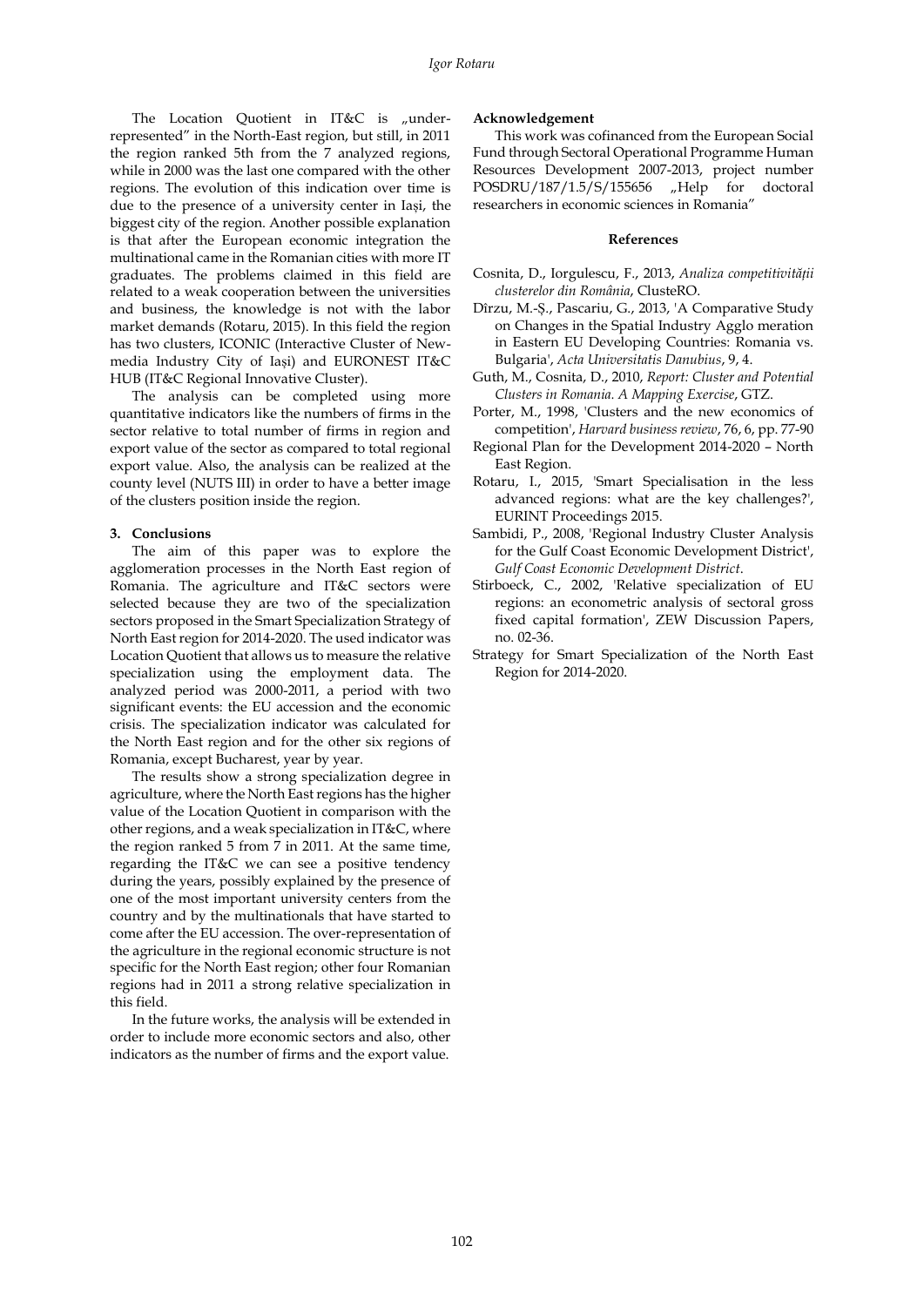The Location Quotient in IT&C is „under-represented" in the North-East region, but still, in 2011 the region ranked 5th from the 7 analyzed regions, while in 2000 was the last one compared with the other regions. The evolution of this indication over time is due to the presence of a university center in Iași, the biggest city of the region. Another possible explanation is that after the European economic integration the multinational came in the Romanian cities with more IT graduates. The problems claimed in this field are related to a weak cooperation between the universities and business, the knowledge is not with the labor market demands (Rotaru, 2015). In this field the region has two clusters, ICONIC (Interactive Cluster of New-media Industry City of Iași) and EURONEST IT&C HUB (IT&C Regional Innovative Cluster).

The analysis can be completed using more quantitative indicators like the numbers of firms in the sector relative to total number of firms in region and export value of the sector as compared to total regional export value. Also, the analysis can be realized at the county level (NUTS III) in order to have a better image of the clusters position inside the region.

## 3. Conclusions

The aim of this paper was to explore the agglomeration processes in the North East region of Romania. The agriculture and IT&C sectors were selected because they are two of the specialization sectors proposed in the Smart Specialization Strategy of North East region for 2014-2020. The used indicator was Location Quotient that allows us to measure the relative specialization using the employment data. The analyzed period was 2000-2011, a period with two significant events: the EU accession and the economic crisis. The specialization indicator was calculated for the North East region and for the other six regions of Romania, except Bucharest, year by year.

The results show a strong specialization degree in agriculture, where the North East regions has the higher value of the Location Quotient in comparison with the other regions, and a weak specialization in IT&C, where the region ranked 5 from 7 in 2011. At the same time, regarding the IT&C we can see a positive tendency during the years, possibly explained by the presence of one of the most important university centers from the country and by the multinationals that have started to come after the EU accession. The over-representation of the agriculture in the regional economic structure is not specific for the North East region; other four Romanian regions had in 2011 a strong relative specialization in this field.

In the future works, the analysis will be extended in order to include more economic sectors and also, other indicators as the number of firms and the export value.

**Acknowledgement**

This work was cofinanced from the European Social Fund through Sectoral Operational Programme Human Resources Development 2007-2013, project number POSDRU/187/1.5/S/155656 „Help for doctoral researchers in economic sciences in Romania"

**References**

Cosnita, D., Iorgulescu, F., 2013, *Analiza competitivității clusterelor din România*, ClusteRO.

Dîrzu, M.-Ș., Pascariu, G., 2013, 'A Comparative Study on Changes in the Spatial Industry Agglo meration in Eastern EU Developing Countries: Romania vs. Bulgaria', *Acta Universitatis Danubius*, 9, 4.

Guth, M., Cosnita, D., 2010, *Report: Cluster and Potential Clusters in Romania. A Mapping Exercise*, GTZ.

Porter, M., 1998, 'Clusters and the new economics of competition', *Harvard business review*, 76, 6, pp. 77-90

Regional Plan for the Development 2014-2020 – North East Region.

Rotaru, I., 2015, 'Smart Specialisation in the less advanced regions: what are the key challenges?', EURINT Proceedings 2015.

Sambidi, P., 2008, 'Regional Industry Cluster Analysis for the Gulf Coast Economic Development District', *Gulf Coast Economic Development District*.

Stirboeck, C., 2002, 'Relative specialization of EU regions: an econometric analysis of sectoral gross fixed capital formation', ZEW Discussion Papers, no. 02-36.

Strategy for Smart Specialization of the North East Region for 2014-2020.